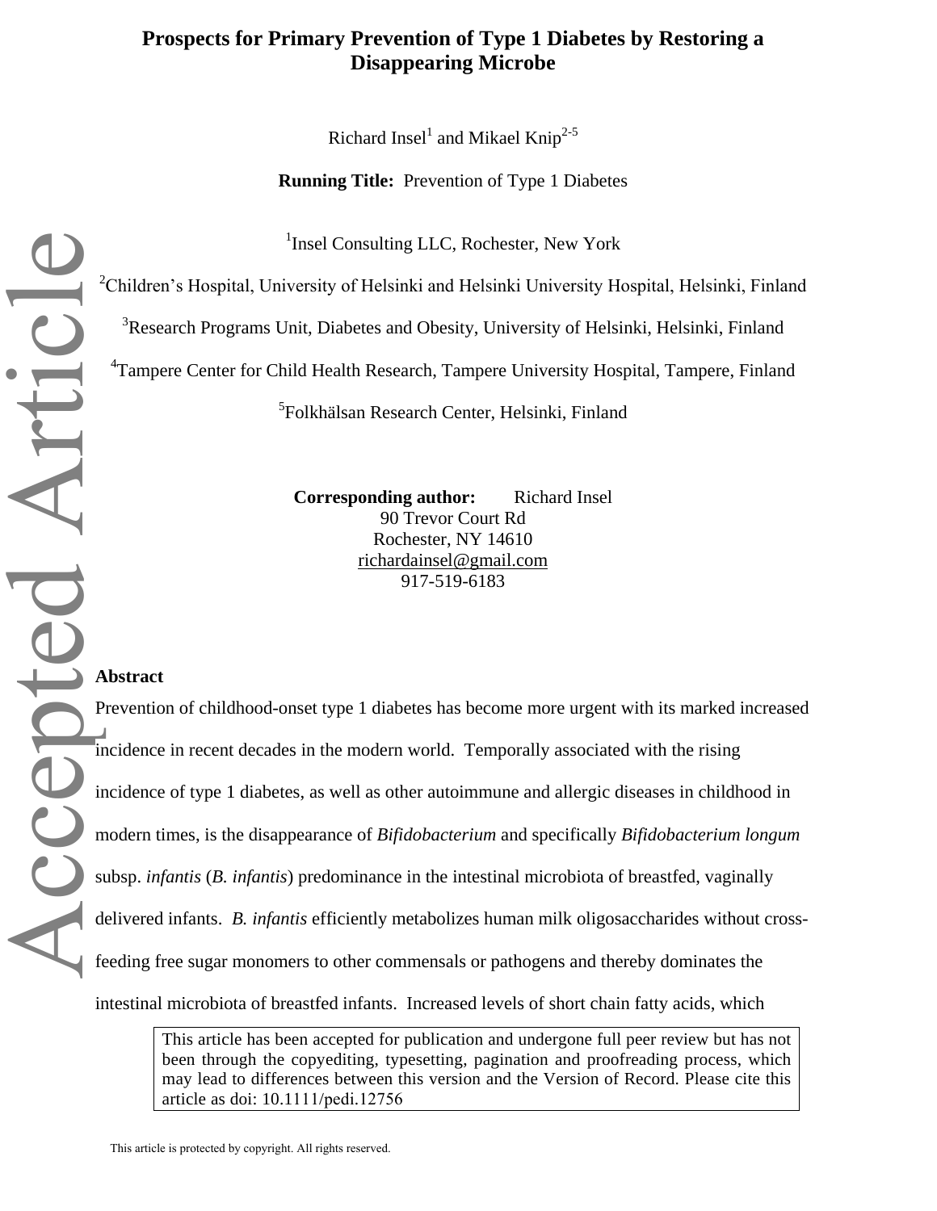# Prospects for Primary Prevention of Type 1 Diabetes by Restoring a Disappearing Microbe

Richard Insel[1] and Mikael Knip[2-5]

**Running Title:** Prevention of Type 1 Diabetes

[1]Insel Consulting LLC, Rochester, New York

[2]Children's Hospital, University of Helsinki and Helsinki University Hospital, Helsinki, Finland

[3]Research Programs Unit, Diabetes and Obesity, University of Helsinki, Helsinki, Finland

[4]Tampere Center for Child Health Research, Tampere University Hospital, Tampere, Finland

[5]Folkhälsan Research Center, Helsinki, Finland

**Corresponding author:** Richard Insel
90 Trevor Court Rd
Rochester, NY 14610
richardainsel@gmail.com
917-519-6183

## Abstract

Prevention of childhood-onset type 1 diabetes has become more urgent with its marked increased incidence in recent decades in the modern world. Temporally associated with the rising incidence of type 1 diabetes, as well as other autoimmune and allergic diseases in childhood in modern times, is the disappearance of *Bifidobacterium* and specifically *Bifidobacterium longum* subsp. *infantis* (*B. infantis*) predominance in the intestinal microbiota of breastfed, vaginally delivered infants. *B. infantis* efficiently metabolizes human milk oligosaccharides without cross-feeding free sugar monomers to other commensals or pathogens and thereby dominates the intestinal microbiota of breastfed infants. Increased levels of short chain fatty acids, which

This article has been accepted for publication and undergone full peer review but has not been through the copyediting, typesetting, pagination and proofreading process, which may lead to differences between this version and the Version of Record. Please cite this article as doi: 10.1111/pedi.12756

This article is protected by copyright. All rights reserved.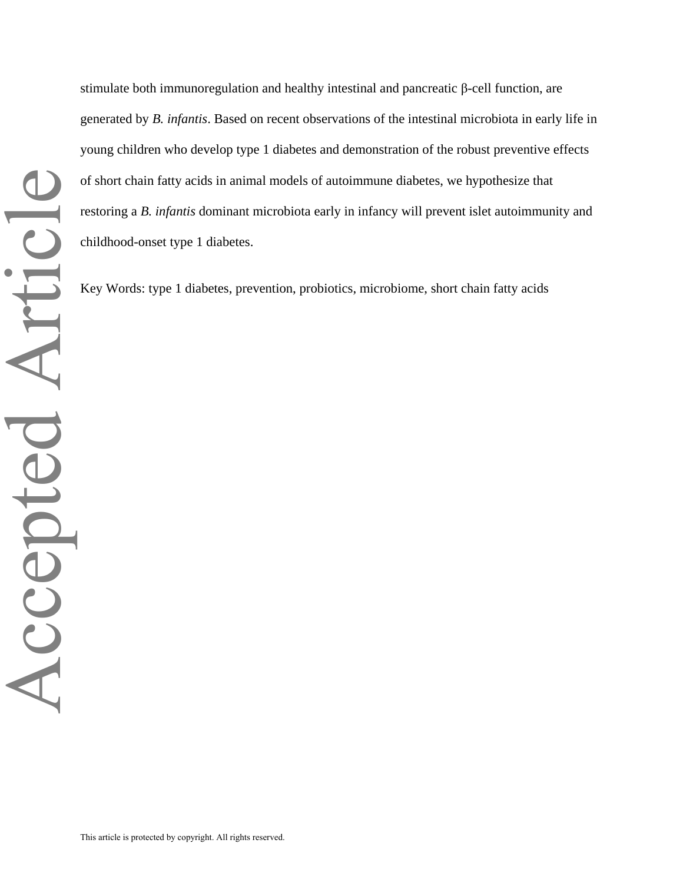stimulate both immunoregulation and healthy intestinal and pancreatic β-cell function, are generated by *B. infantis*. Based on recent observations of the intestinal microbiota in early life in young children who develop type 1 diabetes and demonstration of the robust preventive effects of short chain fatty acids in animal models of autoimmune diabetes, we hypothesize that restoring a *B. infantis* dominant microbiota early in infancy will prevent islet autoimmunity and childhood-onset type 1 diabetes.

Key Words: type 1 diabetes, prevention, probiotics, microbiome, short chain fatty acids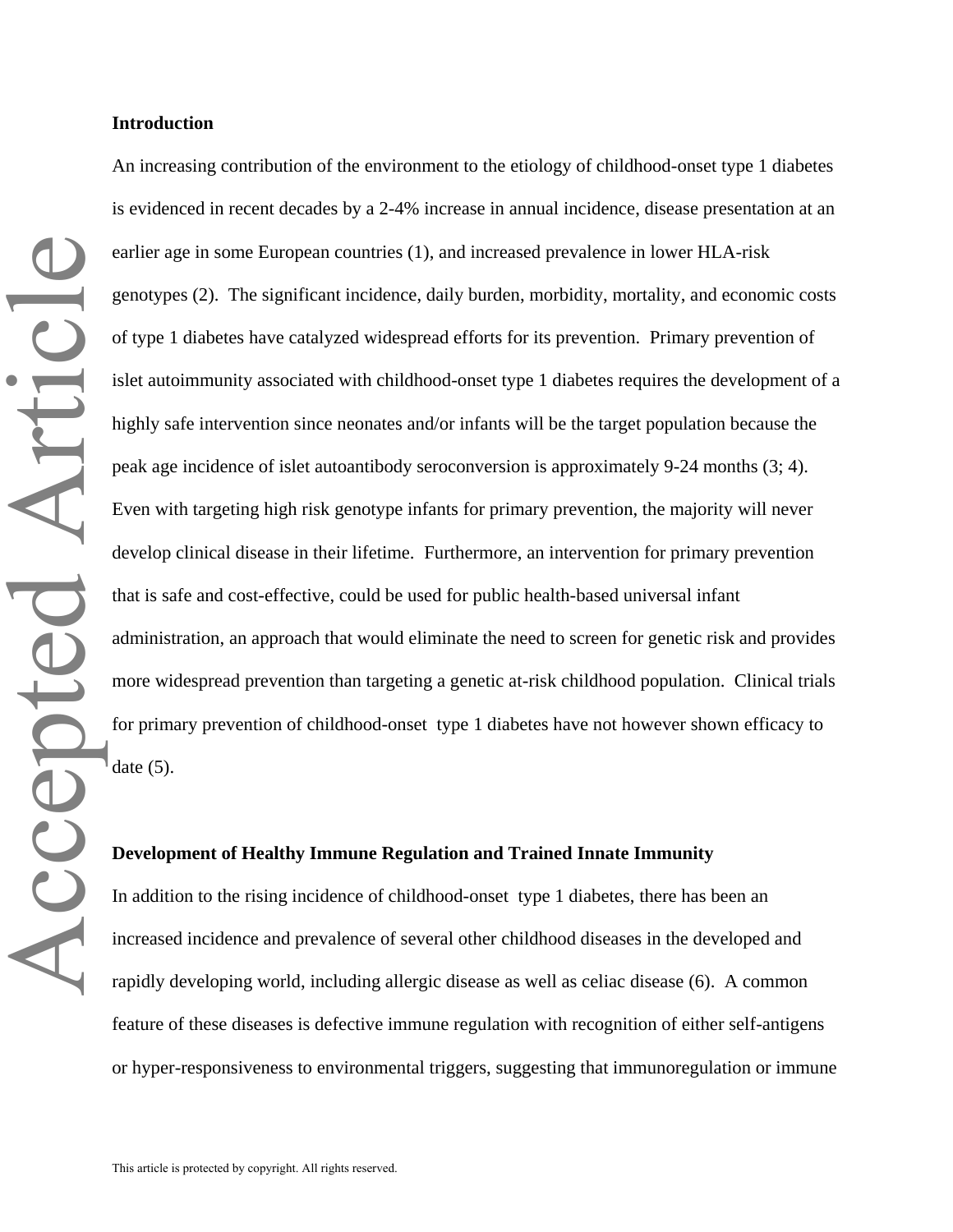## Introduction

An increasing contribution of the environment to the etiology of childhood-onset type 1 diabetes is evidenced in recent decades by a 2-4% increase in annual incidence, disease presentation at an earlier age in some European countries (1), and increased prevalence in lower HLA-risk genotypes (2). The significant incidence, daily burden, morbidity, mortality, and economic costs of type 1 diabetes have catalyzed widespread efforts for its prevention. Primary prevention of islet autoimmunity associated with childhood-onset type 1 diabetes requires the development of a highly safe intervention since neonates and/or infants will be the target population because the peak age incidence of islet autoantibody seroconversion is approximately 9-24 months (3; 4). Even with targeting high risk genotype infants for primary prevention, the majority will never develop clinical disease in their lifetime. Furthermore, an intervention for primary prevention that is safe and cost-effective, could be used for public health-based universal infant administration, an approach that would eliminate the need to screen for genetic risk and provides more widespread prevention than targeting a genetic at-risk childhood population. Clinical trials for primary prevention of childhood-onset type 1 diabetes have not however shown efficacy to date (5).

## Development of Healthy Immune Regulation and Trained Innate Immunity

In addition to the rising incidence of childhood-onset type 1 diabetes, there has been an increased incidence and prevalence of several other childhood diseases in the developed and rapidly developing world, including allergic disease as well as celiac disease (6). A common feature of these diseases is defective immune regulation with recognition of either self-antigens or hyper-responsiveness to environmental triggers, suggesting that immunoregulation or immune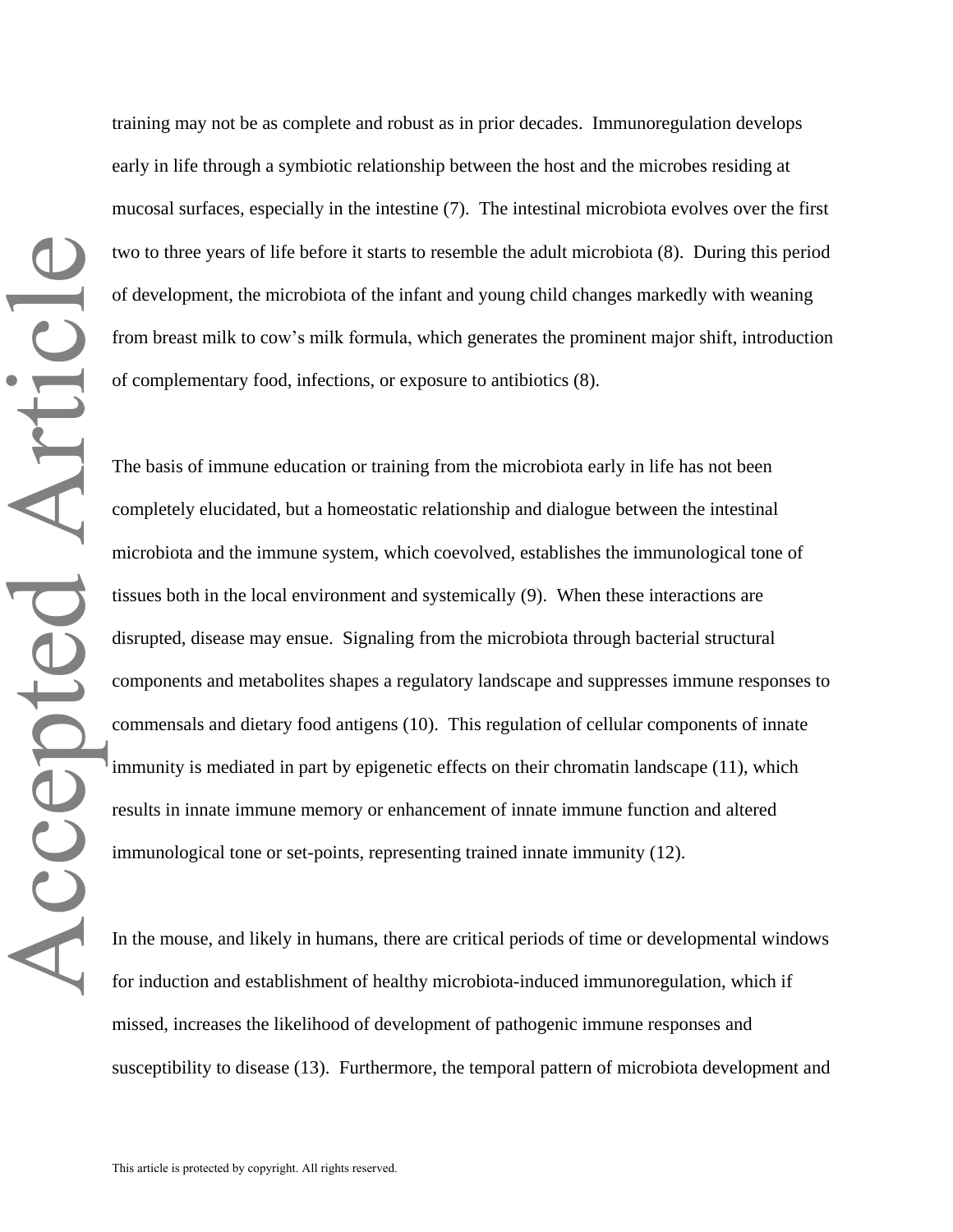training may not be as complete and robust as in prior decades. Immunoregulation develops early in life through a symbiotic relationship between the host and the microbes residing at mucosal surfaces, especially in the intestine (7). The intestinal microbiota evolves over the first two to three years of life before it starts to resemble the adult microbiota (8). During this period of development, the microbiota of the infant and young child changes markedly with weaning from breast milk to cow's milk formula, which generates the prominent major shift, introduction of complementary food, infections, or exposure to antibiotics (8).

The basis of immune education or training from the microbiota early in life has not been completely elucidated, but a homeostatic relationship and dialogue between the intestinal microbiota and the immune system, which coevolved, establishes the immunological tone of tissues both in the local environment and systemically (9). When these interactions are disrupted, disease may ensue. Signaling from the microbiota through bacterial structural components and metabolites shapes a regulatory landscape and suppresses immune responses to commensals and dietary food antigens (10). This regulation of cellular components of innate immunity is mediated in part by epigenetic effects on their chromatin landscape (11), which results in innate immune memory or enhancement of innate immune function and altered immunological tone or set-points, representing trained innate immunity (12).

In the mouse, and likely in humans, there are critical periods of time or developmental windows for induction and establishment of healthy microbiota-induced immunoregulation, which if missed, increases the likelihood of development of pathogenic immune responses and susceptibility to disease (13). Furthermore, the temporal pattern of microbiota development and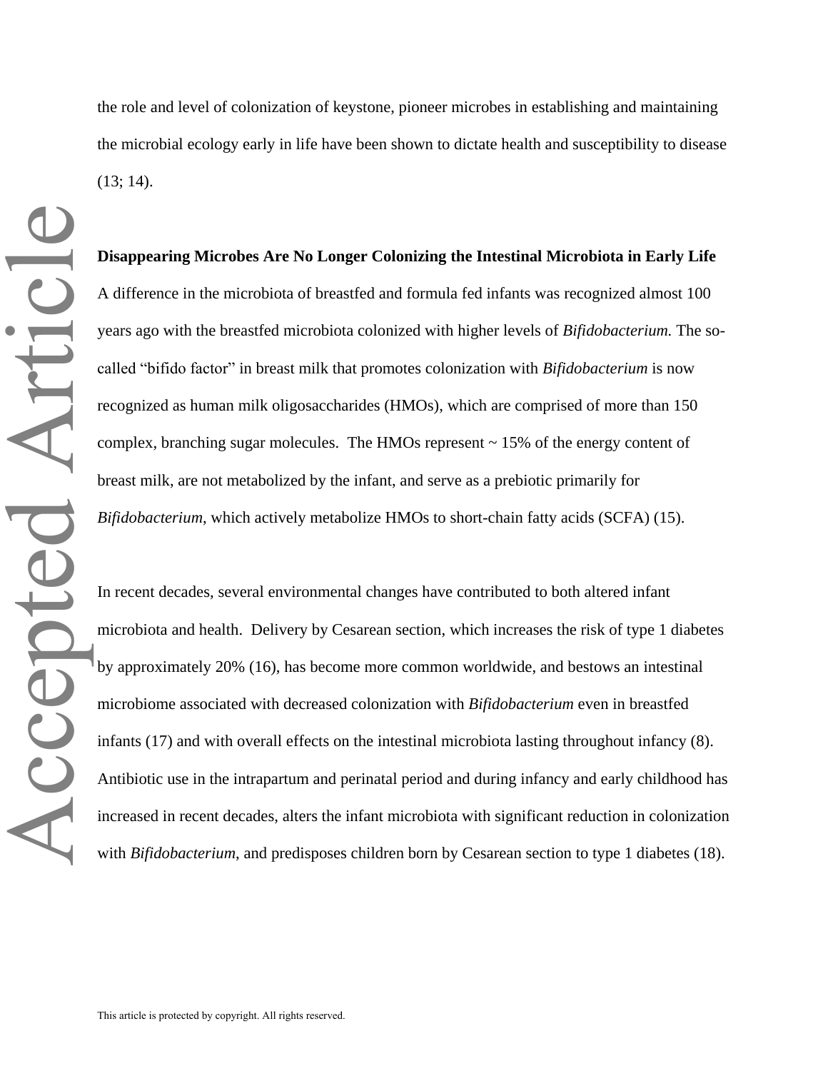the role and level of colonization of keystone, pioneer microbes in establishing and maintaining the microbial ecology early in life have been shown to dictate health and susceptibility to disease (13; 14).

**Disappearing Microbes Are No Longer Colonizing the Intestinal Microbiota in Early Life**

A difference in the microbiota of breastfed and formula fed infants was recognized almost 100 years ago with the breastfed microbiota colonized with higher levels of *Bifidobacterium.* The so-called "bifido factor" in breast milk that promotes colonization with *Bifidobacterium* is now recognized as human milk oligosaccharides (HMOs), which are comprised of more than 150 complex, branching sugar molecules. The HMOs represent ~ 15% of the energy content of breast milk, are not metabolized by the infant, and serve as a prebiotic primarily for *Bifidobacterium*, which actively metabolize HMOs to short-chain fatty acids (SCFA) (15).

In recent decades, several environmental changes have contributed to both altered infant microbiota and health. Delivery by Cesarean section, which increases the risk of type 1 diabetes by approximately 20% (16), has become more common worldwide, and bestows an intestinal microbiome associated with decreased colonization with *Bifidobacterium* even in breastfed infants (17) and with overall effects on the intestinal microbiota lasting throughout infancy (8). Antibiotic use in the intrapartum and perinatal period and during infancy and early childhood has increased in recent decades, alters the infant microbiota with significant reduction in colonization with *Bifidobacterium*, and predisposes children born by Cesarean section to type 1 diabetes (18).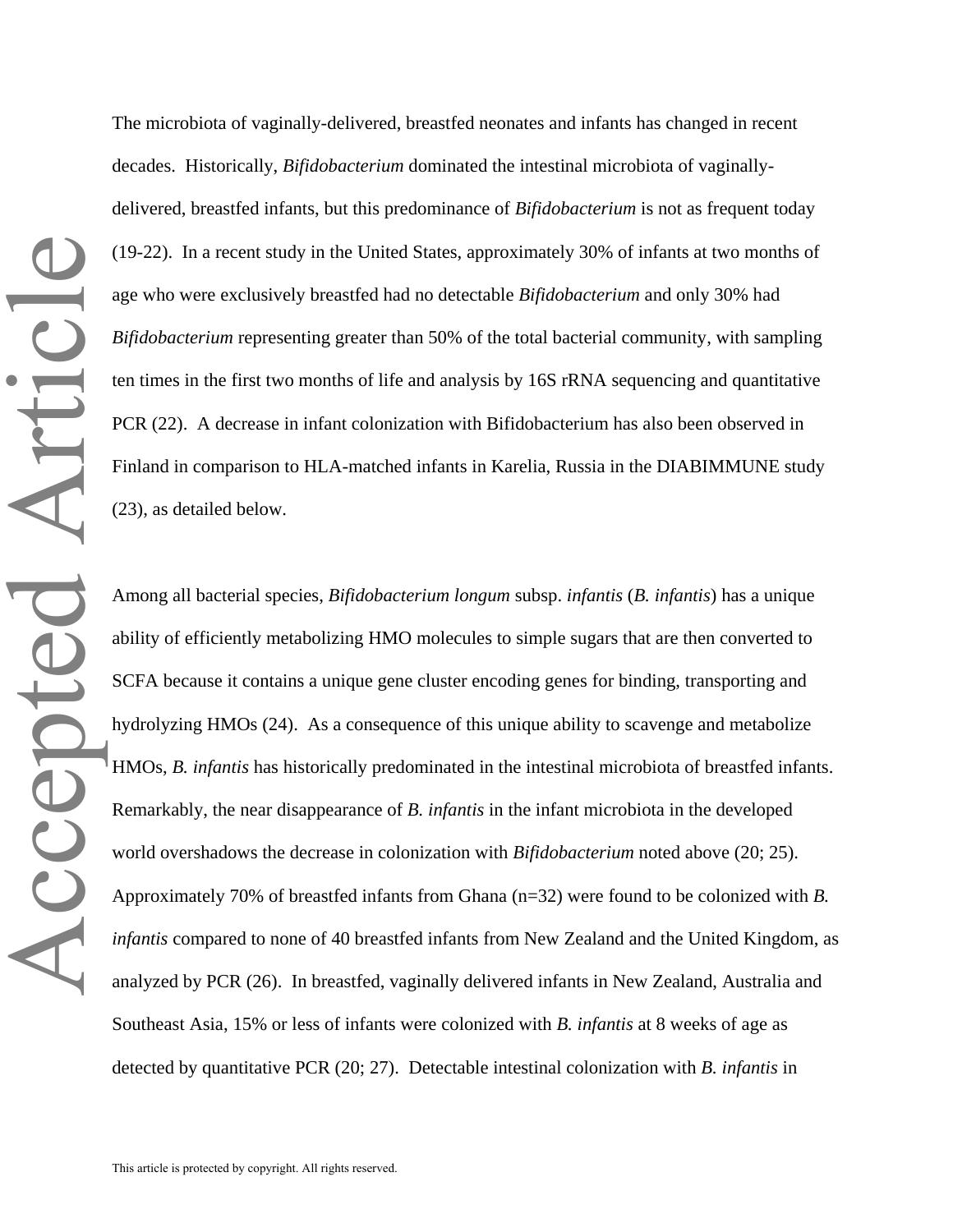The microbiota of vaginally-delivered, breastfed neonates and infants has changed in recent decades. Historically, *Bifidobacterium* dominated the intestinal microbiota of vaginally-delivered, breastfed infants, but this predominance of *Bifidobacterium* is not as frequent today (19-22). In a recent study in the United States, approximately 30% of infants at two months of age who were exclusively breastfed had no detectable *Bifidobacterium* and only 30% had *Bifidobacterium* representing greater than 50% of the total bacterial community, with sampling ten times in the first two months of life and analysis by 16S rRNA sequencing and quantitative PCR (22). A decrease in infant colonization with Bifidobacterium has also been observed in Finland in comparison to HLA-matched infants in Karelia, Russia in the DIABIMMUNE study (23), as detailed below.

Among all bacterial species, *Bifidobacterium longum* subsp. *infantis* (*B. infantis*) has a unique ability of efficiently metabolizing HMO molecules to simple sugars that are then converted to SCFA because it contains a unique gene cluster encoding genes for binding, transporting and hydrolyzing HMOs (24). As a consequence of this unique ability to scavenge and metabolize HMOs, *B. infantis* has historically predominated in the intestinal microbiota of breastfed infants. Remarkably, the near disappearance of *B. infantis* in the infant microbiota in the developed world overshadows the decrease in colonization with *Bifidobacterium* noted above (20; 25). Approximately 70% of breastfed infants from Ghana (n=32) were found to be colonized with *B. infantis* compared to none of 40 breastfed infants from New Zealand and the United Kingdom, as analyzed by PCR (26). In breastfed, vaginally delivered infants in New Zealand, Australia and Southeast Asia, 15% or less of infants were colonized with *B. infantis* at 8 weeks of age as detected by quantitative PCR (20; 27). Detectable intestinal colonization with *B. infantis* in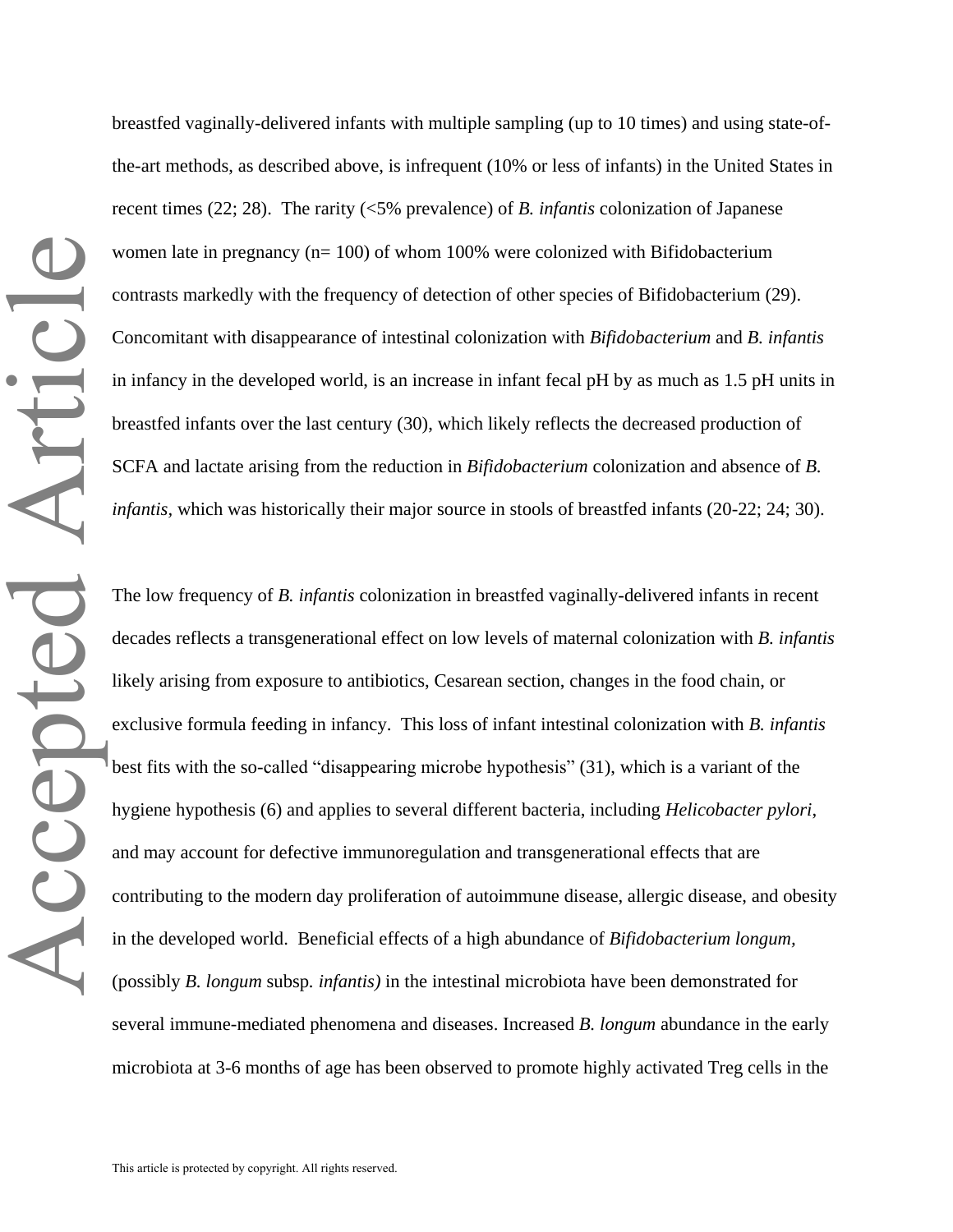breastfed vaginally-delivered infants with multiple sampling (up to 10 times) and using state-of-the-art methods, as described above, is infrequent (10% or less of infants) in the United States in recent times (22; 28). The rarity (<5% prevalence) of *B. infantis* colonization of Japanese women late in pregnancy (n= 100) of whom 100% were colonized with Bifidobacterium contrasts markedly with the frequency of detection of other species of Bifidobacterium (29). Concomitant with disappearance of intestinal colonization with *Bifidobacterium* and *B. infantis* in infancy in the developed world, is an increase in infant fecal pH by as much as 1.5 pH units in breastfed infants over the last century (30), which likely reflects the decreased production of SCFA and lactate arising from the reduction in *Bifidobacterium* colonization and absence of *B. infantis,* which was historically their major source in stools of breastfed infants (20-22; 24; 30).

The low frequency of *B. infantis* colonization in breastfed vaginally-delivered infants in recent decades reflects a transgenerational effect on low levels of maternal colonization with *B. infantis* likely arising from exposure to antibiotics, Cesarean section, changes in the food chain, or exclusive formula feeding in infancy. This loss of infant intestinal colonization with *B. infantis* best fits with the so-called "disappearing microbe hypothesis" (31), which is a variant of the hygiene hypothesis (6) and applies to several different bacteria, including *Helicobacter pylori*, and may account for defective immunoregulation and transgenerational effects that are contributing to the modern day proliferation of autoimmune disease, allergic disease, and obesity in the developed world. Beneficial effects of a high abundance of *Bifidobacterium longum*, (possibly *B. longum* subsp. *infantis)* in the intestinal microbiota have been demonstrated for several immune-mediated phenomena and diseases. Increased *B. longum* abundance in the early microbiota at 3-6 months of age has been observed to promote highly activated Treg cells in the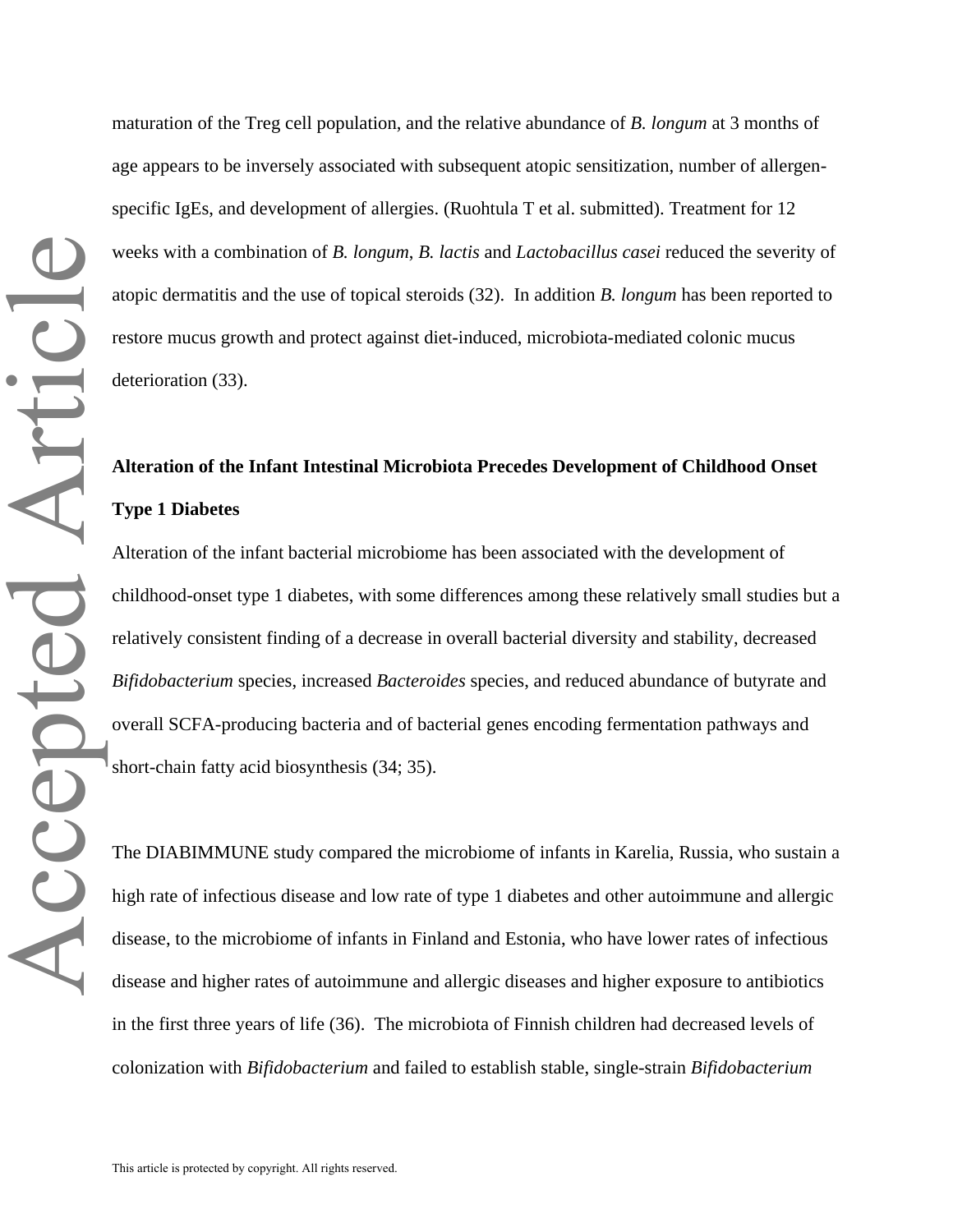maturation of the Treg cell population, and the relative abundance of *B. longum* at 3 months of age appears to be inversely associated with subsequent atopic sensitization, number of allergen-specific IgEs, and development of allergies. (Ruohtula T et al. submitted). Treatment for 12 weeks with a combination of *B. longum*, *B. lactis* and *Lactobacillus casei* reduced the severity of atopic dermatitis and the use of topical steroids (32). In addition *B. longum* has been reported to restore mucus growth and protect against diet-induced, microbiota-mediated colonic mucus deterioration (33).

**Alteration of the Infant Intestinal Microbiota Precedes Development of Childhood Onset Type 1 Diabetes**

Alteration of the infant bacterial microbiome has been associated with the development of childhood-onset type 1 diabetes, with some differences among these relatively small studies but a relatively consistent finding of a decrease in overall bacterial diversity and stability, decreased *Bifidobacterium* species, increased *Bacteroides* species, and reduced abundance of butyrate and overall SCFA-producing bacteria and of bacterial genes encoding fermentation pathways and short-chain fatty acid biosynthesis (34; 35).

The DIABIMMUNE study compared the microbiome of infants in Karelia, Russia, who sustain a high rate of infectious disease and low rate of type 1 diabetes and other autoimmune and allergic disease, to the microbiome of infants in Finland and Estonia, who have lower rates of infectious disease and higher rates of autoimmune and allergic diseases and higher exposure to antibiotics in the first three years of life (36). The microbiota of Finnish children had decreased levels of colonization with *Bifidobacterium* and failed to establish stable, single-strain *Bifidobacterium*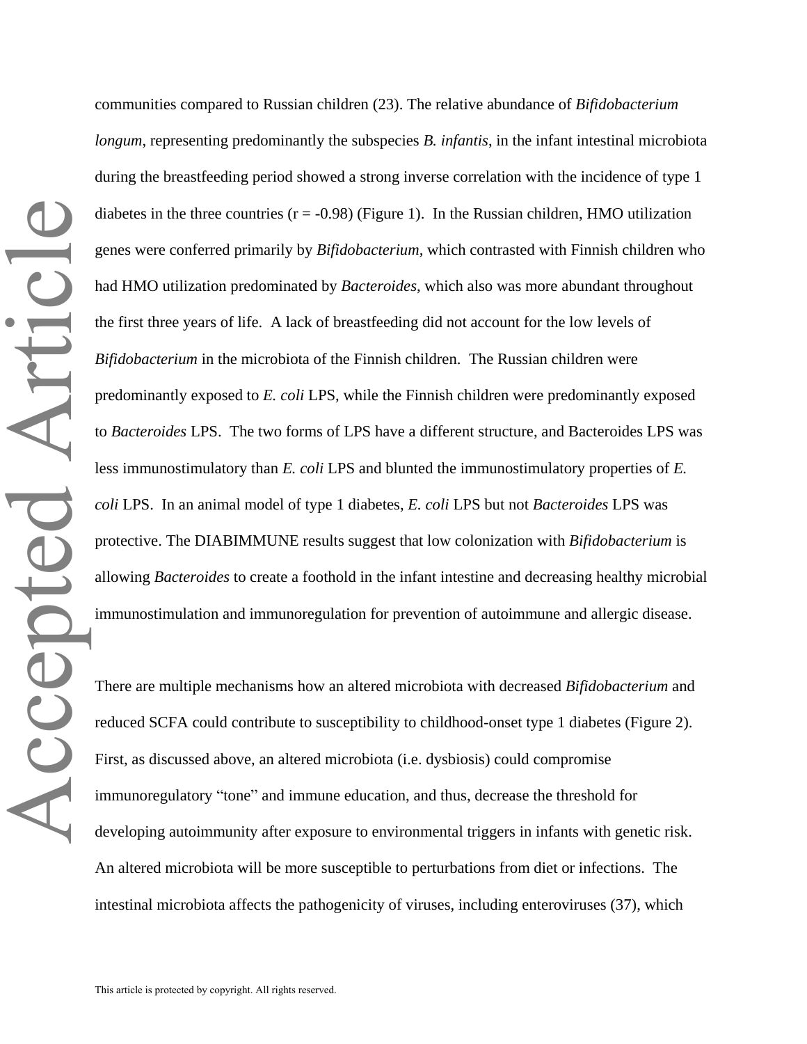communities compared to Russian children (23). The relative abundance of *Bifidobacterium longum*, representing predominantly the subspecies *B. infantis*, in the infant intestinal microbiota during the breastfeeding period showed a strong inverse correlation with the incidence of type 1 diabetes in the three countries (r = -0.98) (Figure 1). In the Russian children, HMO utilization genes were conferred primarily by *Bifidobacterium*, which contrasted with Finnish children who had HMO utilization predominated by *Bacteroides*, which also was more abundant throughout the first three years of life. A lack of breastfeeding did not account for the low levels of *Bifidobacterium* in the microbiota of the Finnish children. The Russian children were predominantly exposed to *E. coli* LPS, while the Finnish children were predominantly exposed to *Bacteroides* LPS. The two forms of LPS have a different structure, and Bacteroides LPS was less immunostimulatory than *E. coli* LPS and blunted the immunostimulatory properties of *E. coli* LPS. In an animal model of type 1 diabetes, *E. coli* LPS but not *Bacteroides* LPS was protective. The DIABIMMUNE results suggest that low colonization with *Bifidobacterium* is allowing *Bacteroides* to create a foothold in the infant intestine and decreasing healthy microbial immunostimulation and immunoregulation for prevention of autoimmune and allergic disease.

There are multiple mechanisms how an altered microbiota with decreased *Bifidobacterium* and reduced SCFA could contribute to susceptibility to childhood-onset type 1 diabetes (Figure 2). First, as discussed above, an altered microbiota (i.e. dysbiosis) could compromise immunoregulatory "tone" and immune education, and thus, decrease the threshold for developing autoimmunity after exposure to environmental triggers in infants with genetic risk. An altered microbiota will be more susceptible to perturbations from diet or infections. The intestinal microbiota affects the pathogenicity of viruses, including enteroviruses (37), which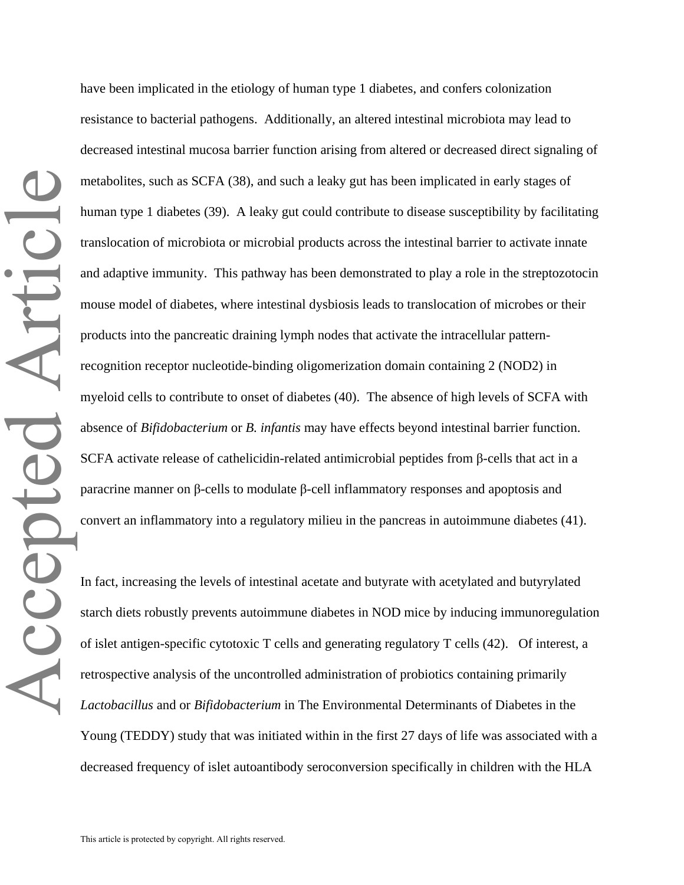have been implicated in the etiology of human type 1 diabetes, and confers colonization resistance to bacterial pathogens. Additionally, an altered intestinal microbiota may lead to decreased intestinal mucosa barrier function arising from altered or decreased direct signaling of metabolites, such as SCFA (38), and such a leaky gut has been implicated in early stages of human type 1 diabetes (39). A leaky gut could contribute to disease susceptibility by facilitating translocation of microbiota or microbial products across the intestinal barrier to activate innate and adaptive immunity. This pathway has been demonstrated to play a role in the streptozotocin mouse model of diabetes, where intestinal dysbiosis leads to translocation of microbes or their products into the pancreatic draining lymph nodes that activate the intracellular pattern-recognition receptor nucleotide-binding oligomerization domain containing 2 (NOD2) in myeloid cells to contribute to onset of diabetes (40). The absence of high levels of SCFA with absence of *Bifidobacterium* or *B. infantis* may have effects beyond intestinal barrier function. SCFA activate release of cathelicidin-related antimicrobial peptides from β-cells that act in a paracrine manner on β-cells to modulate β-cell inflammatory responses and apoptosis and convert an inflammatory into a regulatory milieu in the pancreas in autoimmune diabetes (41).

In fact, increasing the levels of intestinal acetate and butyrate with acetylated and butyrylated starch diets robustly prevents autoimmune diabetes in NOD mice by inducing immunoregulation of islet antigen-specific cytotoxic T cells and generating regulatory T cells (42). Of interest, a retrospective analysis of the uncontrolled administration of probiotics containing primarily *Lactobacillus* and or *Bifidobacterium* in The Environmental Determinants of Diabetes in the Young (TEDDY) study that was initiated within in the first 27 days of life was associated with a decreased frequency of islet autoantibody seroconversion specifically in children with the HLA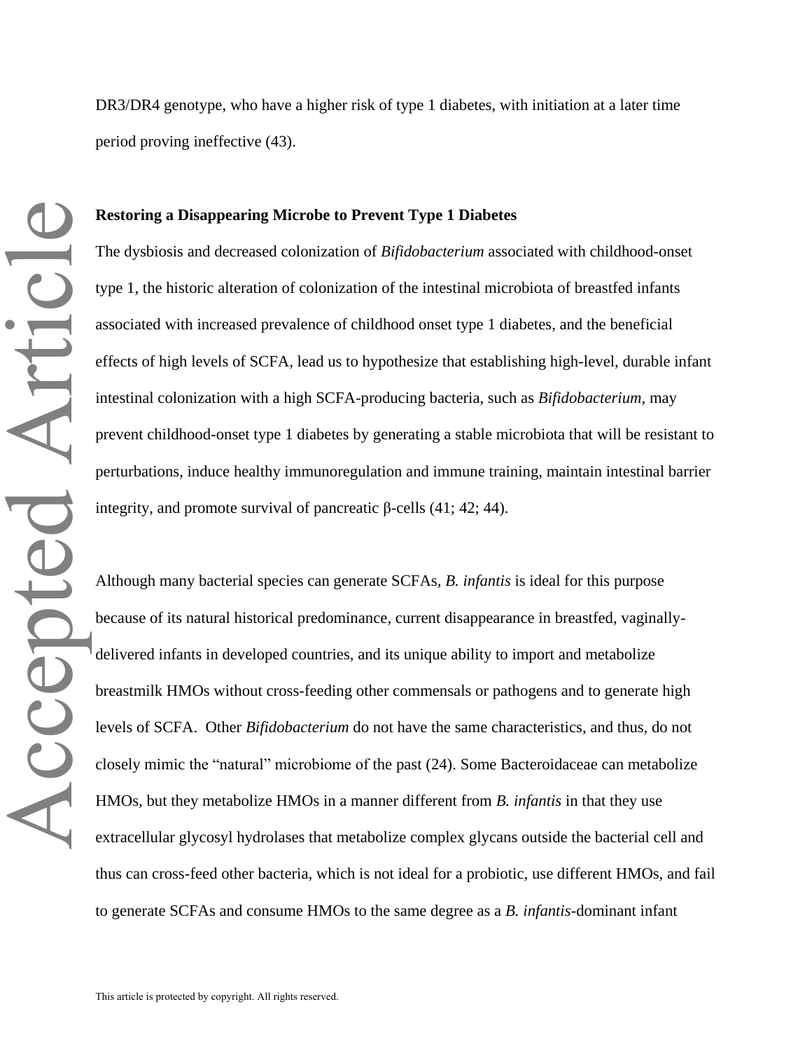DR3/DR4 genotype, who have a higher risk of type 1 diabetes, with initiation at a later time period proving ineffective (43).

**Restoring a Disappearing Microbe to Prevent Type 1 Diabetes**

The dysbiosis and decreased colonization of *Bifidobacterium* associated with childhood-onset type 1, the historic alteration of colonization of the intestinal microbiota of breastfed infants associated with increased prevalence of childhood onset type 1 diabetes, and the beneficial effects of high levels of SCFA, lead us to hypothesize that establishing high-level, durable infant intestinal colonization with a high SCFA-producing bacteria, such as *Bifidobacterium*, may prevent childhood-onset type 1 diabetes by generating a stable microbiota that will be resistant to perturbations, induce healthy immunoregulation and immune training, maintain intestinal barrier integrity, and promote survival of pancreatic β-cells (41; 42; 44).

Although many bacterial species can generate SCFAs, *B. infantis* is ideal for this purpose because of its natural historical predominance, current disappearance in breastfed, vaginally-delivered infants in developed countries, and its unique ability to import and metabolize breastmilk HMOs without cross-feeding other commensals or pathogens and to generate high levels of SCFA. Other *Bifidobacterium* do not have the same characteristics, and thus, do not closely mimic the "natural" microbiome of the past (24). Some Bacteroidaceae can metabolize HMOs, but they metabolize HMOs in a manner different from *B. infantis* in that they use extracellular glycosyl hydrolases that metabolize complex glycans outside the bacterial cell and thus can cross-feed other bacteria, which is not ideal for a probiotic, use different HMOs, and fail to generate SCFAs and consume HMOs to the same degree as a *B. infantis*-dominant infant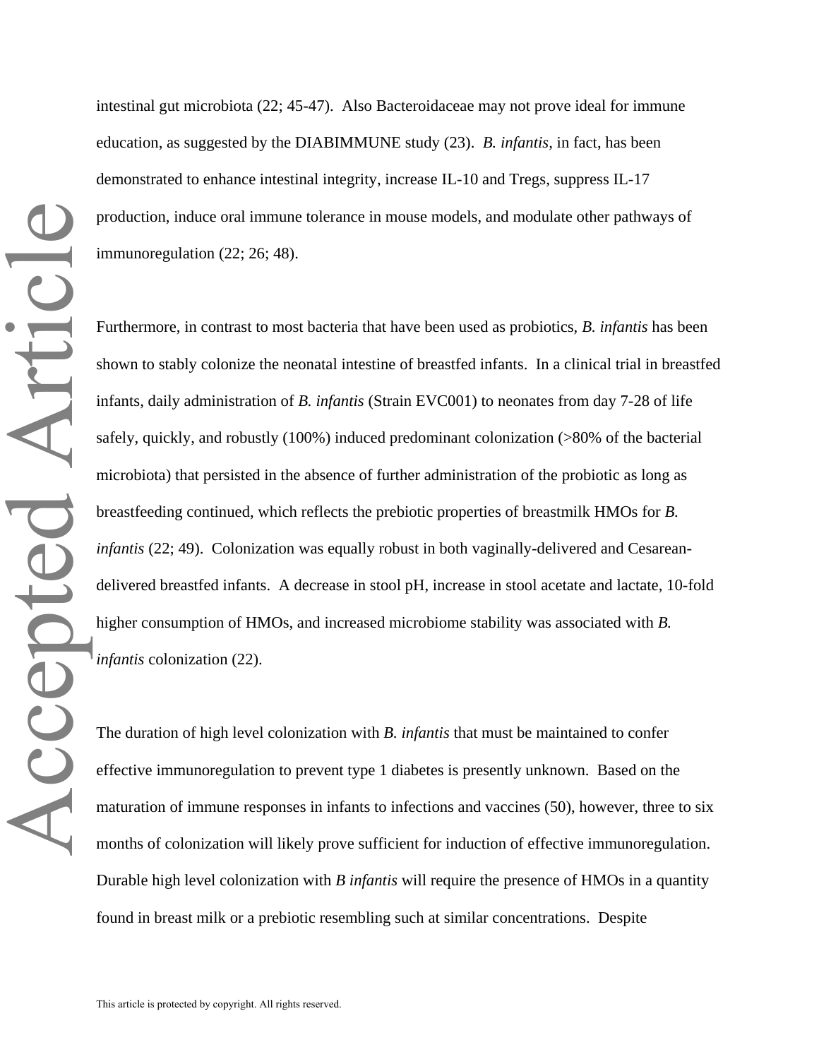intestinal gut microbiota (22; 45-47). Also Bacteroidaceae may not prove ideal for immune education, as suggested by the DIABIMMUNE study (23). *B. infantis*, in fact, has been demonstrated to enhance intestinal integrity, increase IL-10 and Tregs, suppress IL-17 production, induce oral immune tolerance in mouse models, and modulate other pathways of immunoregulation (22; 26; 48).

Furthermore, in contrast to most bacteria that have been used as probiotics, *B. infantis* has been shown to stably colonize the neonatal intestine of breastfed infants. In a clinical trial in breastfed infants, daily administration of *B. infantis* (Strain EVC001) to neonates from day 7-28 of life safely, quickly, and robustly (100%) induced predominant colonization (>80% of the bacterial microbiota) that persisted in the absence of further administration of the probiotic as long as breastfeeding continued, which reflects the prebiotic properties of breastmilk HMOs for *B. infantis* (22; 49). Colonization was equally robust in both vaginally-delivered and Cesarean-delivered breastfed infants. A decrease in stool pH, increase in stool acetate and lactate, 10-fold higher consumption of HMOs, and increased microbiome stability was associated with *B. infantis* colonization (22).

The duration of high level colonization with *B. infantis* that must be maintained to confer effective immunoregulation to prevent type 1 diabetes is presently unknown. Based on the maturation of immune responses in infants to infections and vaccines (50), however, three to six months of colonization will likely prove sufficient for induction of effective immunoregulation. Durable high level colonization with *B infantis* will require the presence of HMOs in a quantity found in breast milk or a prebiotic resembling such at similar concentrations. Despite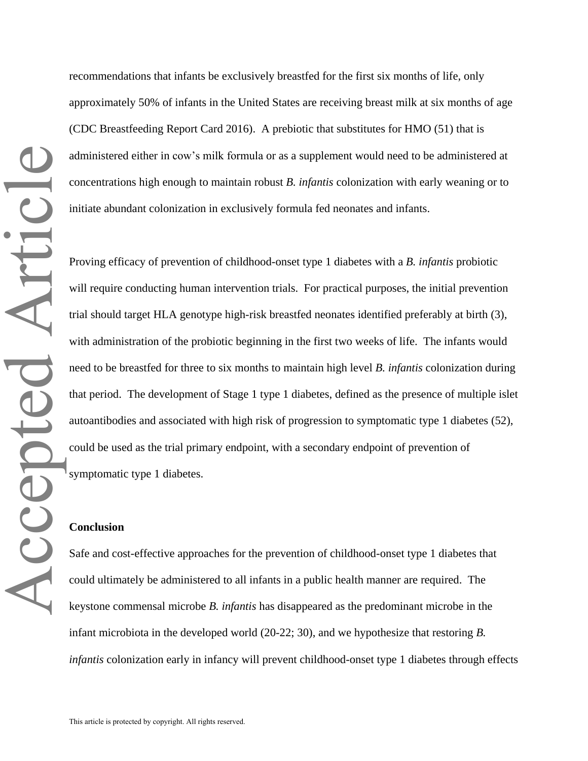recommendations that infants be exclusively breastfed for the first six months of life, only approximately 50% of infants in the United States are receiving breast milk at six months of age (CDC Breastfeeding Report Card 2016). A prebiotic that substitutes for HMO (51) that is administered either in cow's milk formula or as a supplement would need to be administered at concentrations high enough to maintain robust *B. infantis* colonization with early weaning or to initiate abundant colonization in exclusively formula fed neonates and infants.

Proving efficacy of prevention of childhood-onset type 1 diabetes with a *B. infantis* probiotic will require conducting human intervention trials. For practical purposes, the initial prevention trial should target HLA genotype high-risk breastfed neonates identified preferably at birth (3), with administration of the probiotic beginning in the first two weeks of life. The infants would need to be breastfed for three to six months to maintain high level *B. infantis* colonization during that period. The development of Stage 1 type 1 diabetes, defined as the presence of multiple islet autoantibodies and associated with high risk of progression to symptomatic type 1 diabetes (52), could be used as the trial primary endpoint, with a secondary endpoint of prevention of symptomatic type 1 diabetes.

**Conclusion**

Safe and cost-effective approaches for the prevention of childhood-onset type 1 diabetes that could ultimately be administered to all infants in a public health manner are required. The keystone commensal microbe *B. infantis* has disappeared as the predominant microbe in the infant microbiota in the developed world (20-22; 30), and we hypothesize that restoring *B. infantis* colonization early in infancy will prevent childhood-onset type 1 diabetes through effects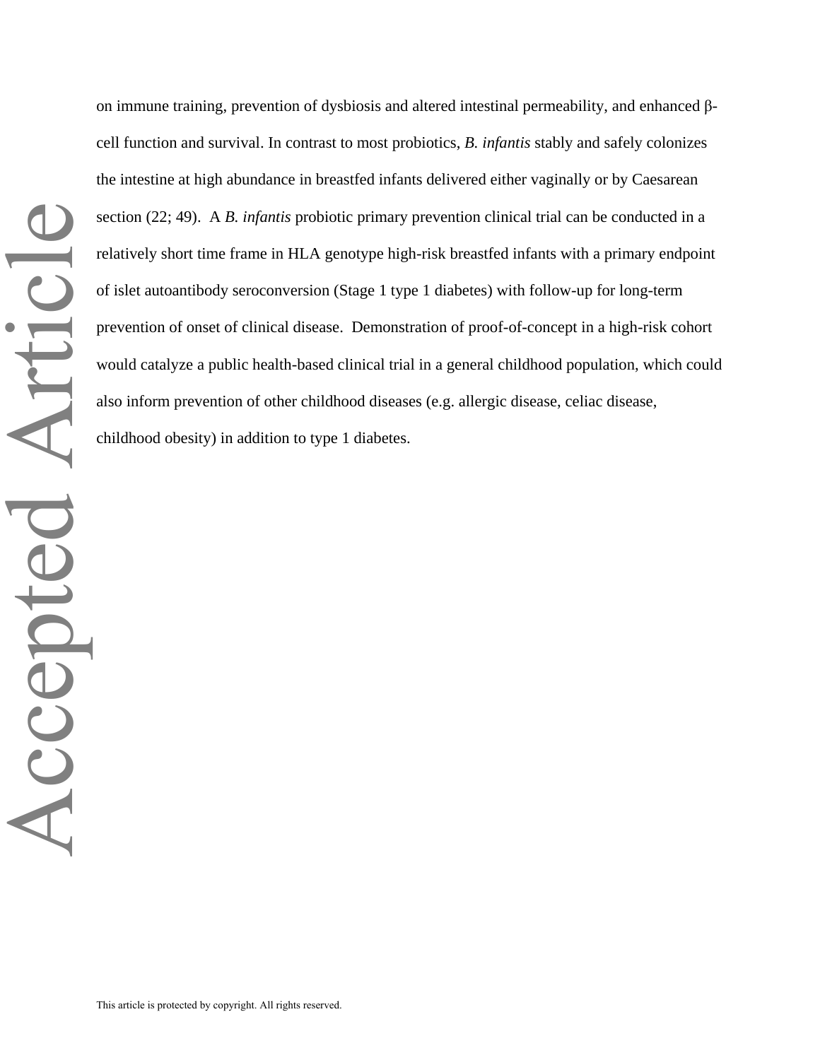on immune training, prevention of dysbiosis and altered intestinal permeability, and enhanced β-cell function and survival. In contrast to most probiotics, *B. infantis* stably and safely colonizes the intestine at high abundance in breastfed infants delivered either vaginally or by Caesarean section (22; 49). A *B. infantis* probiotic primary prevention clinical trial can be conducted in a relatively short time frame in HLA genotype high-risk breastfed infants with a primary endpoint of islet autoantibody seroconversion (Stage 1 type 1 diabetes) with follow-up for long-term prevention of onset of clinical disease. Demonstration of proof-of-concept in a high-risk cohort would catalyze a public health-based clinical trial in a general childhood population, which could also inform prevention of other childhood diseases (e.g. allergic disease, celiac disease, childhood obesity) in addition to type 1 diabetes.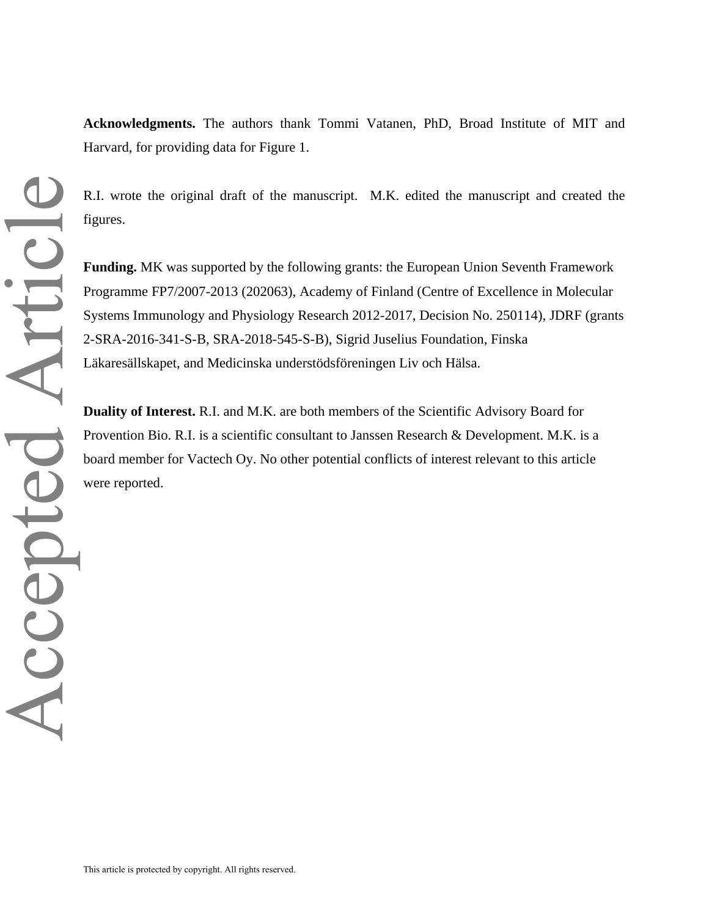**Acknowledgments.** The authors thank Tommi Vatanen, PhD, Broad Institute of MIT and Harvard, for providing data for Figure 1.

R.I. wrote the original draft of the manuscript. M.K. edited the manuscript and created the figures.

**Funding.** MK was supported by the following grants: the European Union Seventh Framework Programme FP7/2007-2013 (202063), Academy of Finland (Centre of Excellence in Molecular Systems Immunology and Physiology Research 2012-2017, Decision No. 250114), JDRF (grants 2-SRA-2016-341-S-B, SRA-2018-545-S-B), Sigrid Juselius Foundation, Finska Läkaresällskapet, and Medicinska understödsföreningen Liv och Hälsa.

**Duality of Interest.** R.I. and M.K. are both members of the Scientific Advisory Board for Provention Bio. R.I. is a scientific consultant to Janssen Research & Development. M.K. is a board member for Vactech Oy. No other potential conflicts of interest relevant to this article were reported.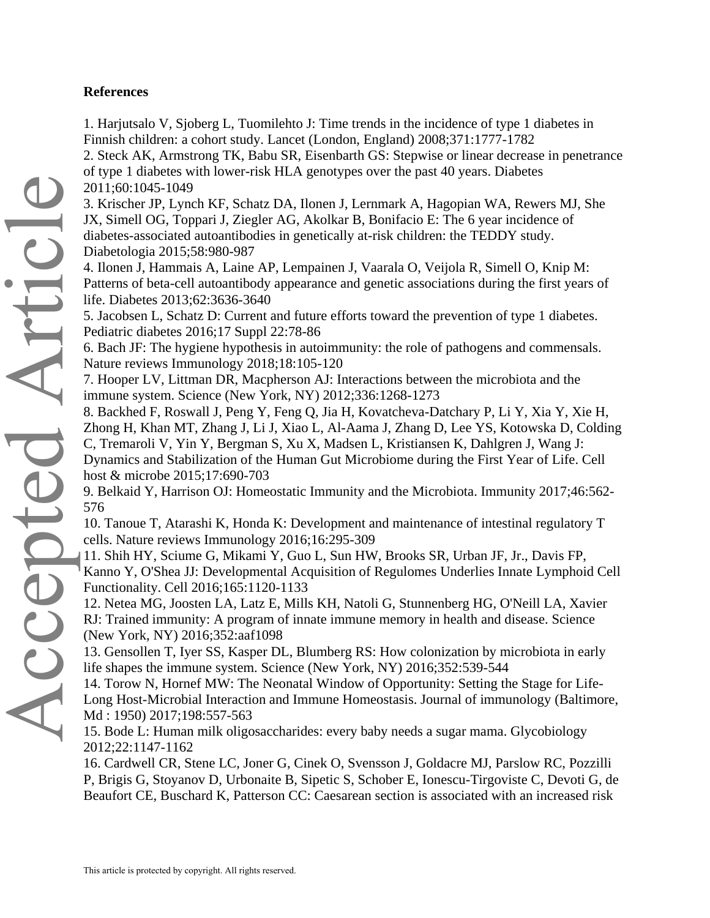**References**

1. Harjutsalo V, Sjoberg L, Tuomilehto J: Time trends in the incidence of type 1 diabetes in Finnish children: a cohort study. Lancet (London, England) 2008;371:1777-1782
2. Steck AK, Armstrong TK, Babu SR, Eisenbarth GS: Stepwise or linear decrease in penetrance of type 1 diabetes with lower-risk HLA genotypes over the past 40 years. Diabetes 2011;60:1045-1049
3. Krischer JP, Lynch KF, Schatz DA, Ilonen J, Lernmark A, Hagopian WA, Rewers MJ, She JX, Simell OG, Toppari J, Ziegler AG, Akolkar B, Bonifacio E: The 6 year incidence of diabetes-associated autoantibodies in genetically at-risk children: the TEDDY study. Diabetologia 2015;58:980-987
4. Ilonen J, Hammais A, Laine AP, Lempainen J, Vaarala O, Veijola R, Simell O, Knip M: Patterns of beta-cell autoantibody appearance and genetic associations during the first years of life. Diabetes 2013;62:3636-3640
5. Jacobsen L, Schatz D: Current and future efforts toward the prevention of type 1 diabetes. Pediatric diabetes 2016;17 Suppl 22:78-86
6. Bach JF: The hygiene hypothesis in autoimmunity: the role of pathogens and commensals. Nature reviews Immunology 2018;18:105-120
7. Hooper LV, Littman DR, Macpherson AJ: Interactions between the microbiota and the immune system. Science (New York, NY) 2012;336:1268-1273
8. Backhed F, Roswall J, Peng Y, Feng Q, Jia H, Kovatcheva-Datchary P, Li Y, Xia Y, Xie H, Zhong H, Khan MT, Zhang J, Li J, Xiao L, Al-Aama J, Zhang D, Lee YS, Kotowska D, Colding C, Tremaroli V, Yin Y, Bergman S, Xu X, Madsen L, Kristiansen K, Dahlgren J, Wang J: Dynamics and Stabilization of the Human Gut Microbiome during the First Year of Life. Cell host & microbe 2015;17:690-703
9. Belkaid Y, Harrison OJ: Homeostatic Immunity and the Microbiota. Immunity 2017;46:562-576
10. Tanoue T, Atarashi K, Honda K: Development and maintenance of intestinal regulatory T cells. Nature reviews Immunology 2016;16:295-309
11. Shih HY, Sciume G, Mikami Y, Guo L, Sun HW, Brooks SR, Urban JF, Jr., Davis FP, Kanno Y, O'Shea JJ: Developmental Acquisition of Regulomes Underlies Innate Lymphoid Cell Functionality. Cell 2016;165:1120-1133
12. Netea MG, Joosten LA, Latz E, Mills KH, Natoli G, Stunnenberg HG, O'Neill LA, Xavier RJ: Trained immunity: A program of innate immune memory in health and disease. Science (New York, NY) 2016;352:aaf1098
13. Gensollen T, Iyer SS, Kasper DL, Blumberg RS: How colonization by microbiota in early life shapes the immune system. Science (New York, NY) 2016;352:539-544
14. Torow N, Hornef MW: The Neonatal Window of Opportunity: Setting the Stage for Life-Long Host-Microbial Interaction and Immune Homeostasis. Journal of immunology (Baltimore, Md : 1950) 2017;198:557-563
15. Bode L: Human milk oligosaccharides: every baby needs a sugar mama. Glycobiology 2012;22:1147-1162
16. Cardwell CR, Stene LC, Joner G, Cinek O, Svensson J, Goldacre MJ, Parslow RC, Pozzilli P, Brigis G, Stoyanov D, Urbonaite B, Sipetic S, Schober E, Ionescu-Tirgoviste C, Devoti G, de Beaufort CE, Buschard K, Patterson CC: Caesarean section is associated with an increased risk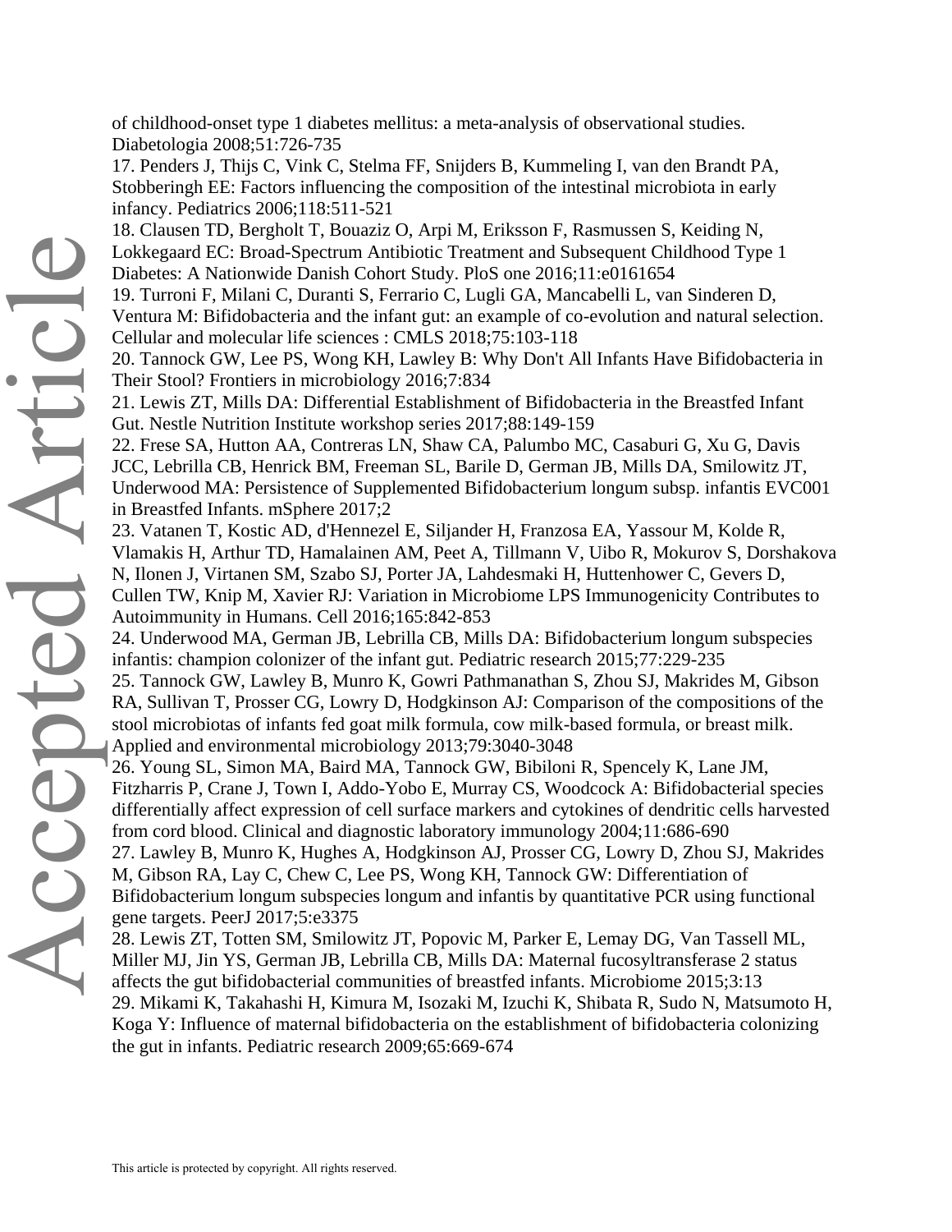of childhood-onset type 1 diabetes mellitus: a meta-analysis of observational studies. Diabetologia 2008;51:726-735

17. Penders J, Thijs C, Vink C, Stelma FF, Snijders B, Kummeling I, van den Brandt PA, Stobberingh EE: Factors influencing the composition of the intestinal microbiota in early infancy. Pediatrics 2006;118:511-521

18. Clausen TD, Bergholt T, Bouaziz O, Arpi M, Eriksson F, Rasmussen S, Keiding N, Lokkegaard EC: Broad-Spectrum Antibiotic Treatment and Subsequent Childhood Type 1 Diabetes: A Nationwide Danish Cohort Study. PloS one 2016;11:e0161654

19. Turroni F, Milani C, Duranti S, Ferrario C, Lugli GA, Mancabelli L, van Sinderen D, Ventura M: Bifidobacteria and the infant gut: an example of co-evolution and natural selection. Cellular and molecular life sciences : CMLS 2018;75:103-118

20. Tannock GW, Lee PS, Wong KH, Lawley B: Why Don't All Infants Have Bifidobacteria in Their Stool? Frontiers in microbiology 2016;7:834

21. Lewis ZT, Mills DA: Differential Establishment of Bifidobacteria in the Breastfed Infant Gut. Nestle Nutrition Institute workshop series 2017;88:149-159

22. Frese SA, Hutton AA, Contreras LN, Shaw CA, Palumbo MC, Casaburi G, Xu G, Davis JCC, Lebrilla CB, Henrick BM, Freeman SL, Barile D, German JB, Mills DA, Smilowitz JT, Underwood MA: Persistence of Supplemented Bifidobacterium longum subsp. infantis EVC001 in Breastfed Infants. mSphere 2017;2

23. Vatanen T, Kostic AD, d'Hennezel E, Siljander H, Franzosa EA, Yassour M, Kolde R, Vlamakis H, Arthur TD, Hamalainen AM, Peet A, Tillmann V, Uibo R, Mokurov S, Dorshakova N, Ilonen J, Virtanen SM, Szabo SJ, Porter JA, Lahdesmaki H, Huttenhower C, Gevers D, Cullen TW, Knip M, Xavier RJ: Variation in Microbiome LPS Immunogenicity Contributes to Autoimmunity in Humans. Cell 2016;165:842-853

24. Underwood MA, German JB, Lebrilla CB, Mills DA: Bifidobacterium longum subspecies infantis: champion colonizer of the infant gut. Pediatric research 2015;77:229-235

25. Tannock GW, Lawley B, Munro K, Gowri Pathmanathan S, Zhou SJ, Makrides M, Gibson RA, Sullivan T, Prosser CG, Lowry D, Hodgkinson AJ: Comparison of the compositions of the stool microbiotas of infants fed goat milk formula, cow milk-based formula, or breast milk. Applied and environmental microbiology 2013;79:3040-3048

26. Young SL, Simon MA, Baird MA, Tannock GW, Bibiloni R, Spencely K, Lane JM, Fitzharris P, Crane J, Town I, Addo-Yobo E, Murray CS, Woodcock A: Bifidobacterial species differentially affect expression of cell surface markers and cytokines of dendritic cells harvested from cord blood. Clinical and diagnostic laboratory immunology 2004;11:686-690

27. Lawley B, Munro K, Hughes A, Hodgkinson AJ, Prosser CG, Lowry D, Zhou SJ, Makrides M, Gibson RA, Lay C, Chew C, Lee PS, Wong KH, Tannock GW: Differentiation of Bifidobacterium longum subspecies longum and infantis by quantitative PCR using functional gene targets. PeerJ 2017;5:e3375

28. Lewis ZT, Totten SM, Smilowitz JT, Popovic M, Parker E, Lemay DG, Van Tassell ML, Miller MJ, Jin YS, German JB, Lebrilla CB, Mills DA: Maternal fucosyltransferase 2 status affects the gut bifidobacterial communities of breastfed infants. Microbiome 2015;3:13

29. Mikami K, Takahashi H, Kimura M, Isozaki M, Izuchi K, Shibata R, Sudo N, Matsumoto H, Koga Y: Influence of maternal bifidobacteria on the establishment of bifidobacteria colonizing the gut in infants. Pediatric research 2009;65:669-674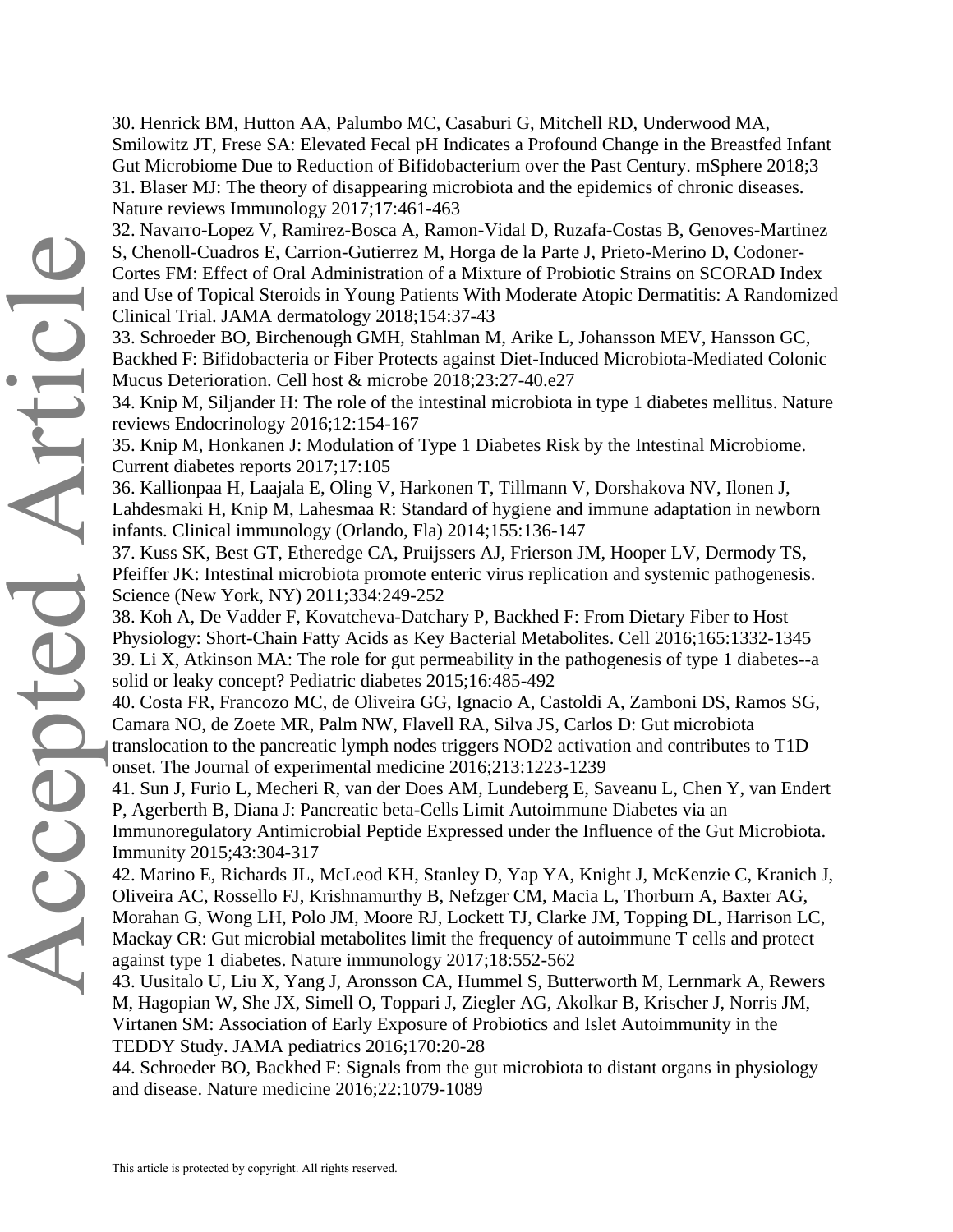30. Henrick BM, Hutton AA, Palumbo MC, Casaburi G, Mitchell RD, Underwood MA, Smilowitz JT, Frese SA: Elevated Fecal pH Indicates a Profound Change in the Breastfed Infant Gut Microbiome Due to Reduction of Bifidobacterium over the Past Century. mSphere 2018;3
31. Blaser MJ: The theory of disappearing microbiota and the epidemics of chronic diseases. Nature reviews Immunology 2017;17:461-463
32. Navarro-Lopez V, Ramirez-Bosca A, Ramon-Vidal D, Ruzafa-Costas B, Genoves-Martinez S, Chenoll-Cuadros E, Carrion-Gutierrez M, Horga de la Parte J, Prieto-Merino D, Codoner-Cortes FM: Effect of Oral Administration of a Mixture of Probiotic Strains on SCORAD Index and Use of Topical Steroids in Young Patients With Moderate Atopic Dermatitis: A Randomized Clinical Trial. JAMA dermatology 2018;154:37-43
33. Schroeder BO, Birchenough GMH, Stahlman M, Arike L, Johansson MEV, Hansson GC, Backhed F: Bifidobacteria or Fiber Protects against Diet-Induced Microbiota-Mediated Colonic Mucus Deterioration. Cell host & microbe 2018;23:27-40.e27
34. Knip M, Siljander H: The role of the intestinal microbiota in type 1 diabetes mellitus. Nature reviews Endocrinology 2016;12:154-167
35. Knip M, Honkanen J: Modulation of Type 1 Diabetes Risk by the Intestinal Microbiome. Current diabetes reports 2017;17:105
36. Kallionpaa H, Laajala E, Oling V, Harkonen T, Tillmann V, Dorshakova NV, Ilonen J, Lahdesmaki H, Knip M, Lahesmaa R: Standard of hygiene and immune adaptation in newborn infants. Clinical immunology (Orlando, Fla) 2014;155:136-147
37. Kuss SK, Best GT, Etheredge CA, Pruijssers AJ, Frierson JM, Hooper LV, Dermody TS, Pfeiffer JK: Intestinal microbiota promote enteric virus replication and systemic pathogenesis. Science (New York, NY) 2011;334:249-252
38. Koh A, De Vadder F, Kovatcheva-Datchary P, Backhed F: From Dietary Fiber to Host Physiology: Short-Chain Fatty Acids as Key Bacterial Metabolites. Cell 2016;165:1332-1345
39. Li X, Atkinson MA: The role for gut permeability in the pathogenesis of type 1 diabetes--a solid or leaky concept? Pediatric diabetes 2015;16:485-492
40. Costa FR, Francozo MC, de Oliveira GG, Ignacio A, Castoldi A, Zamboni DS, Ramos SG, Camara NO, de Zoete MR, Palm NW, Flavell RA, Silva JS, Carlos D: Gut microbiota translocation to the pancreatic lymph nodes triggers NOD2 activation and contributes to T1D onset. The Journal of experimental medicine 2016;213:1223-1239
41. Sun J, Furio L, Mecheri R, van der Does AM, Lundeberg E, Saveanu L, Chen Y, van Endert P, Agerberth B, Diana J: Pancreatic beta-Cells Limit Autoimmune Diabetes via an Immunoregulatory Antimicrobial Peptide Expressed under the Influence of the Gut Microbiota. Immunity 2015;43:304-317
42. Marino E, Richards JL, McLeod KH, Stanley D, Yap YA, Knight J, McKenzie C, Kranich J, Oliveira AC, Rossello FJ, Krishnamurthy B, Nefzger CM, Macia L, Thorburn A, Baxter AG, Morahan G, Wong LH, Polo JM, Moore RJ, Lockett TJ, Clarke JM, Topping DL, Harrison LC, Mackay CR: Gut microbial metabolites limit the frequency of autoimmune T cells and protect against type 1 diabetes. Nature immunology 2017;18:552-562
43. Uusitalo U, Liu X, Yang J, Aronsson CA, Hummel S, Butterworth M, Lernmark A, Rewers M, Hagopian W, She JX, Simell O, Toppari J, Ziegler AG, Akolkar B, Krischer J, Norris JM, Virtanen SM: Association of Early Exposure of Probiotics and Islet Autoimmunity in the TEDDY Study. JAMA pediatrics 2016;170:20-28
44. Schroeder BO, Backhed F: Signals from the gut microbiota to distant organs in physiology and disease. Nature medicine 2016;22:1079-1089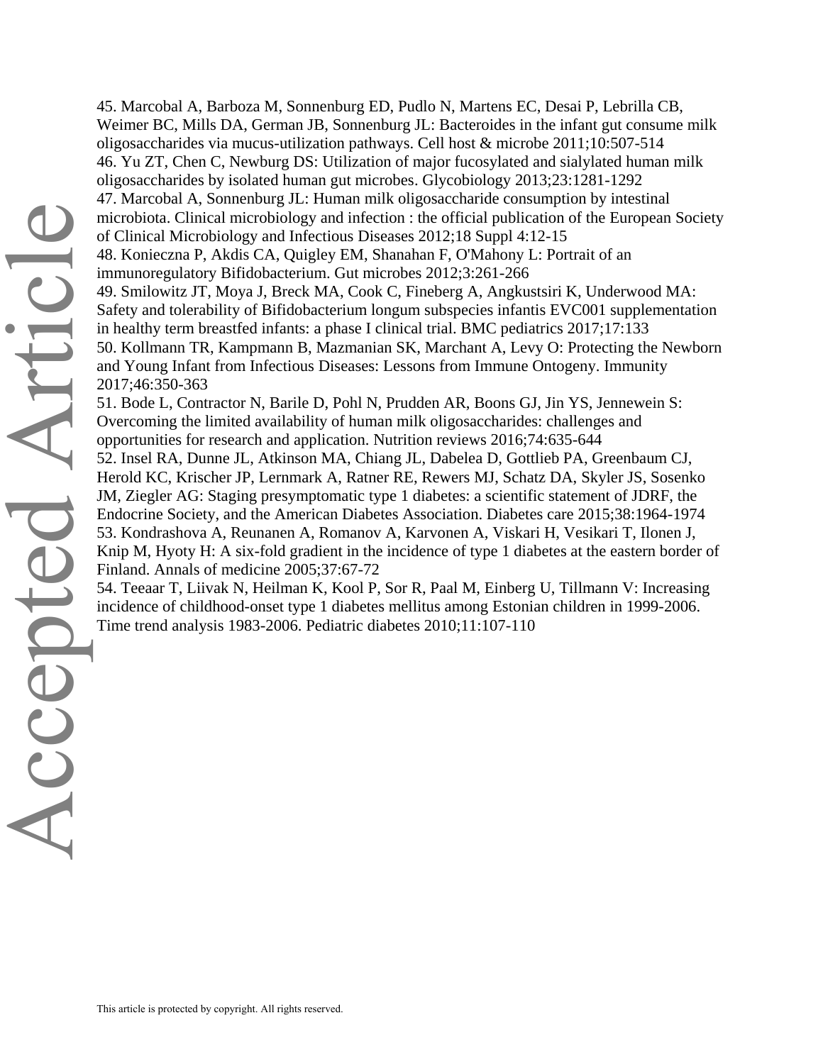45. Marcobal A, Barboza M, Sonnenburg ED, Pudlo N, Martens EC, Desai P, Lebrilla CB, Weimer BC, Mills DA, German JB, Sonnenburg JL: Bacteroides in the infant gut consume milk oligosaccharides via mucus-utilization pathways. Cell host & microbe 2011;10:507-514

46. Yu ZT, Chen C, Newburg DS: Utilization of major fucosylated and sialylated human milk oligosaccharides by isolated human gut microbes. Glycobiology 2013;23:1281-1292

47. Marcobal A, Sonnenburg JL: Human milk oligosaccharide consumption by intestinal microbiota. Clinical microbiology and infection : the official publication of the European Society of Clinical Microbiology and Infectious Diseases 2012;18 Suppl 4:12-15

48. Konieczna P, Akdis CA, Quigley EM, Shanahan F, O'Mahony L: Portrait of an immunoregulatory Bifidobacterium. Gut microbes 2012;3:261-266

49. Smilowitz JT, Moya J, Breck MA, Cook C, Fineberg A, Angkustsiri K, Underwood MA: Safety and tolerability of Bifidobacterium longum subspecies infantis EVC001 supplementation in healthy term breastfed infants: a phase I clinical trial. BMC pediatrics 2017;17:133

50. Kollmann TR, Kampmann B, Mazmanian SK, Marchant A, Levy O: Protecting the Newborn and Young Infant from Infectious Diseases: Lessons from Immune Ontogeny. Immunity 2017;46:350-363

51. Bode L, Contractor N, Barile D, Pohl N, Prudden AR, Boons GJ, Jin YS, Jennewein S: Overcoming the limited availability of human milk oligosaccharides: challenges and opportunities for research and application. Nutrition reviews 2016;74:635-644

52. Insel RA, Dunne JL, Atkinson MA, Chiang JL, Dabelea D, Gottlieb PA, Greenbaum CJ, Herold KC, Krischer JP, Lernmark A, Ratner RE, Rewers MJ, Schatz DA, Skyler JS, Sosenko JM, Ziegler AG: Staging presymptomatic type 1 diabetes: a scientific statement of JDRF, the Endocrine Society, and the American Diabetes Association. Diabetes care 2015;38:1964-1974

53. Kondrashova A, Reunanen A, Romanov A, Karvonen A, Viskari H, Vesikari T, Ilonen J, Knip M, Hyoty H: A six-fold gradient in the incidence of type 1 diabetes at the eastern border of Finland. Annals of medicine 2005;37:67-72

54. Teeaar T, Liivak N, Heilman K, Kool P, Sor R, Paal M, Einberg U, Tillmann V: Increasing incidence of childhood-onset type 1 diabetes mellitus among Estonian children in 1999-2006. Time trend analysis 1983-2006. Pediatric diabetes 2010;11:107-110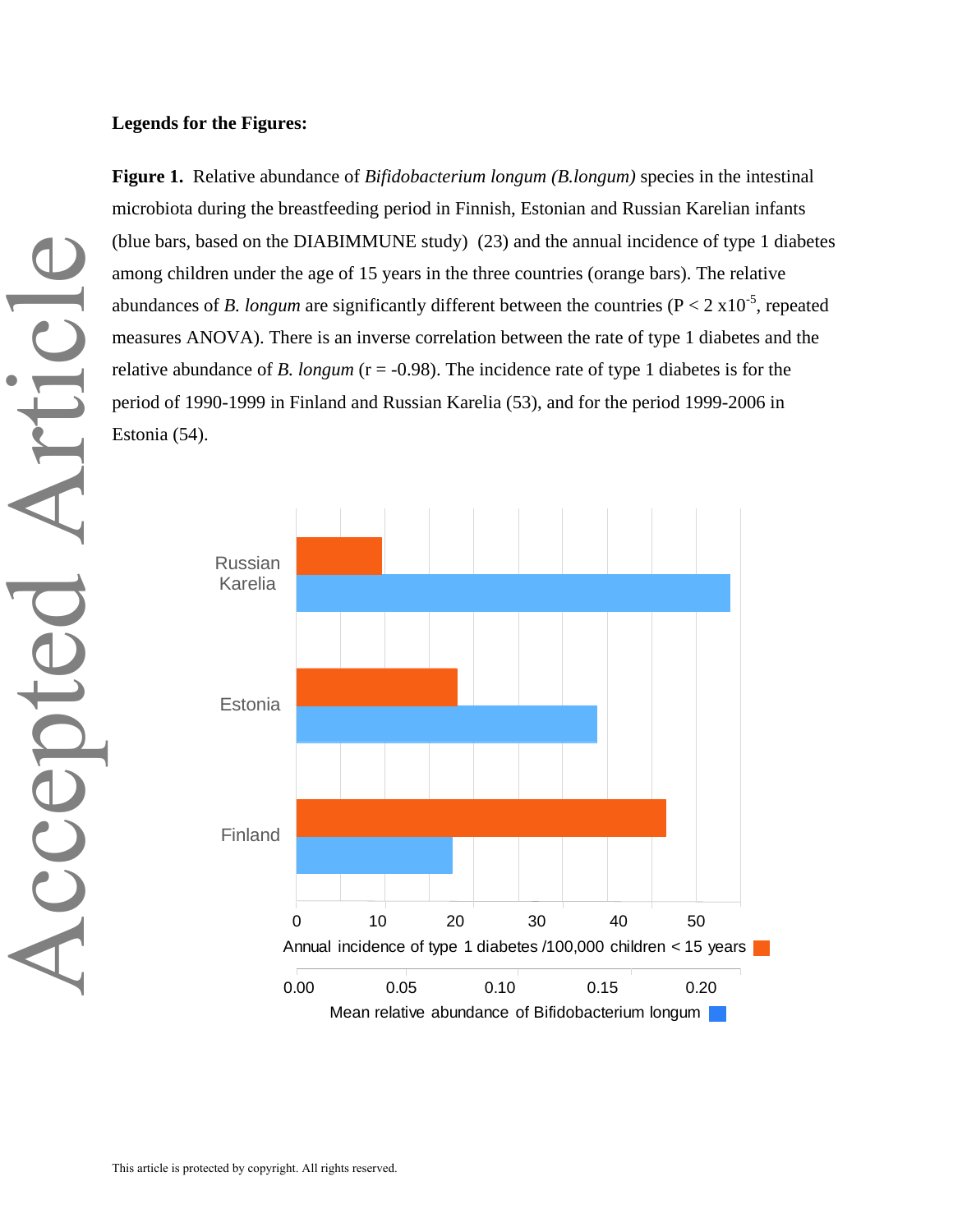**Legends for the Figures:**

**Figure 1.** Relative abundance of *Bifidobacterium longum (B.longum)* species in the intestinal microbiota during the breastfeeding period in Finnish, Estonian and Russian Karelian infants (blue bars, based on the DIABIMMUNE study) (23) and the annual incidence of type 1 diabetes among children under the age of 15 years in the three countries (orange bars). The relative abundances of *B. longum* are significantly different between the countries ($P < 2 \times 10^{-5}$, repeated measures ANOVA). There is an inverse correlation between the rate of type 1 diabetes and the relative abundance of *B. longum* ($r = -0.98$). The incidence rate of type 1 diabetes is for the period of 1990-1999 in Finland and Russian Karelia (53), and for the period 1999-2006 in Estonia (54).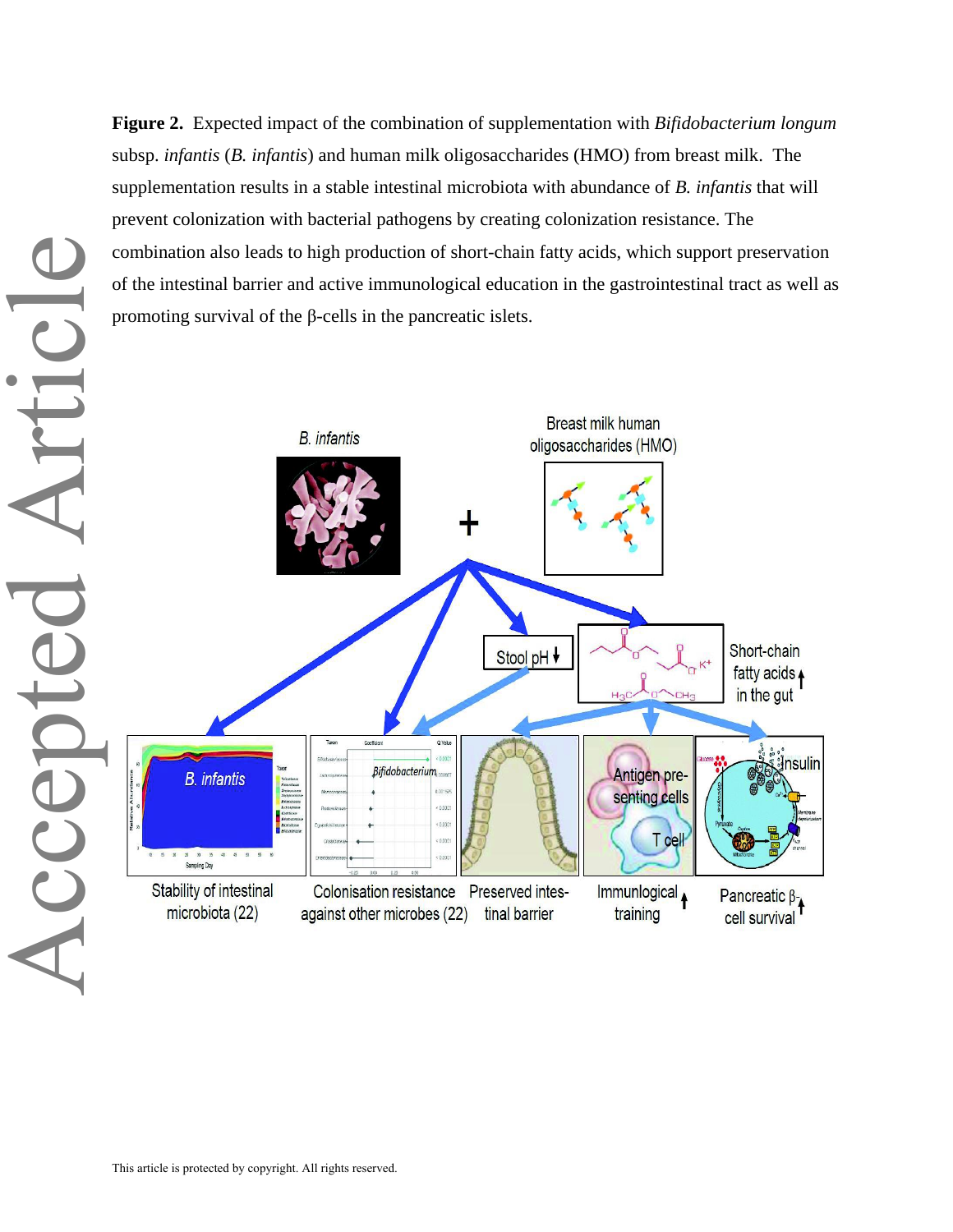**Figure 2.** Expected impact of the combination of supplementation with *Bifidobacterium longum* subsp. *infantis* (*B. infantis*) and human milk oligosaccharides (HMO) from breast milk. The supplementation results in a stable intestinal microbiota with abundance of *B. infantis* that will prevent colonization with bacterial pathogens by creating colonization resistance. The combination also leads to high production of short-chain fatty acids, which support preservation of the intestinal barrier and active immunological education in the gastrointestinal tract as well as promoting survival of the β-cells in the pancreatic islets.

*B. infantis*

Breast milk human oligosaccharides (HMO)

Stool pH ↓

Short-chain fatty acids ↑ in the gut

Stability of intestinal microbiota (22)

Colonisation resistance against other microbes (22)

Preserved intestinal barrier

Immunlogical ↑ training

Pancreatic β-cell survival ↑